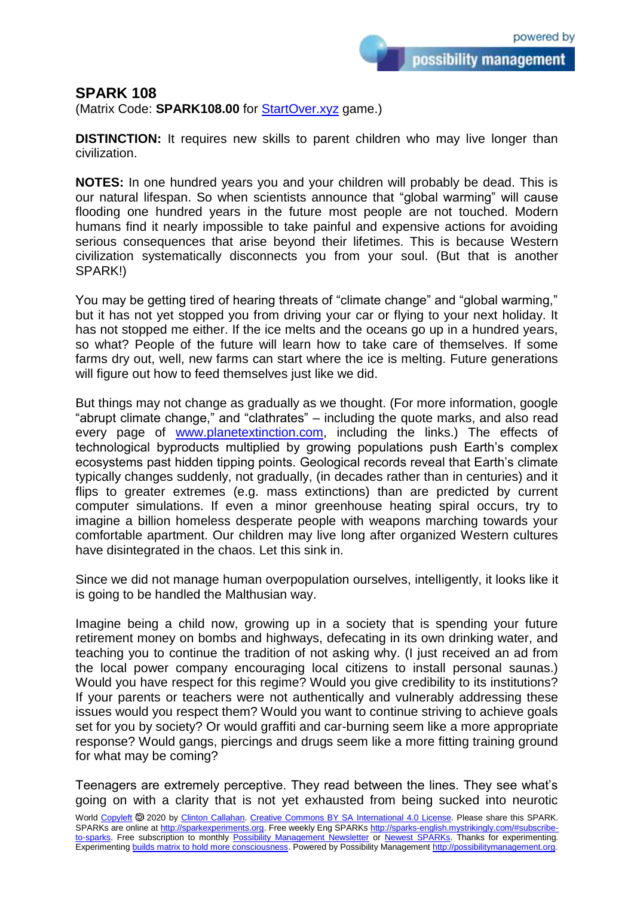## SPARK 108

(Matrix Code: **SPARK108.00** for StartOver.xyz game.)

**DISTINCTION:** It requires new skills to parent children who may live longer than civilization.

**NOTES:** In one hundred years you and your children will probably be dead. This is our natural lifespan. So when scientists announce that "global warming" will cause flooding one hundred years in the future most people are not touched. Modern humans find it nearly impossible to take painful and expensive actions for avoiding serious consequences that arise beyond their lifetimes. This is because Western civilization systematically disconnects you from your soul. (But that is another SPARK!)

You may be getting tired of hearing threats of "climate change" and "global warming," but it has not yet stopped you from driving your car or flying to your next holiday. It has not stopped me either. If the ice melts and the oceans go up in a hundred years, so what? People of the future will learn how to take care of themselves. If some farms dry out, well, new farms can start where the ice is melting. Future generations will figure out how to feed themselves just like we did.

But things may not change as gradually as we thought. (For more information, google "abrupt climate change," and "clathrates" – including the quote marks, and also read every page of www.planetextinction.com, including the links.) The effects of technological byproducts multiplied by growing populations push Earth's complex ecosystems past hidden tipping points. Geological records reveal that Earth's climate typically changes suddenly, not gradually, (in decades rather than in centuries) and it flips to greater extremes (e.g. mass extinctions) than are predicted by current computer simulations. If even a minor greenhouse heating spiral occurs, try to imagine a billion homeless desperate people with weapons marching towards your comfortable apartment. Our children may live long after organized Western cultures have disintegrated in the chaos. Let this sink in.

Since we did not manage human overpopulation ourselves, intelligently, it looks like it is going to be handled the Malthusian way.

Imagine being a child now, growing up in a society that is spending your future retirement money on bombs and highways, defecating in its own drinking water, and teaching you to continue the tradition of not asking why. (I just received an ad from the local power company encouraging local citizens to install personal saunas.) Would you have respect for this regime? Would you give credibility to its institutions? If your parents or teachers were not authentically and vulnerably addressing these issues would you respect them? Would you want to continue striving to achieve goals set for you by society? Or would graffiti and car-burning seem like a more appropriate response? Would gangs, piercings and drugs seem like a more fitting training ground for what may be coming?

Teenagers are extremely perceptive. They read between the lines. They see what's going on with a clarity that is not yet exhausted from being sucked into neurotic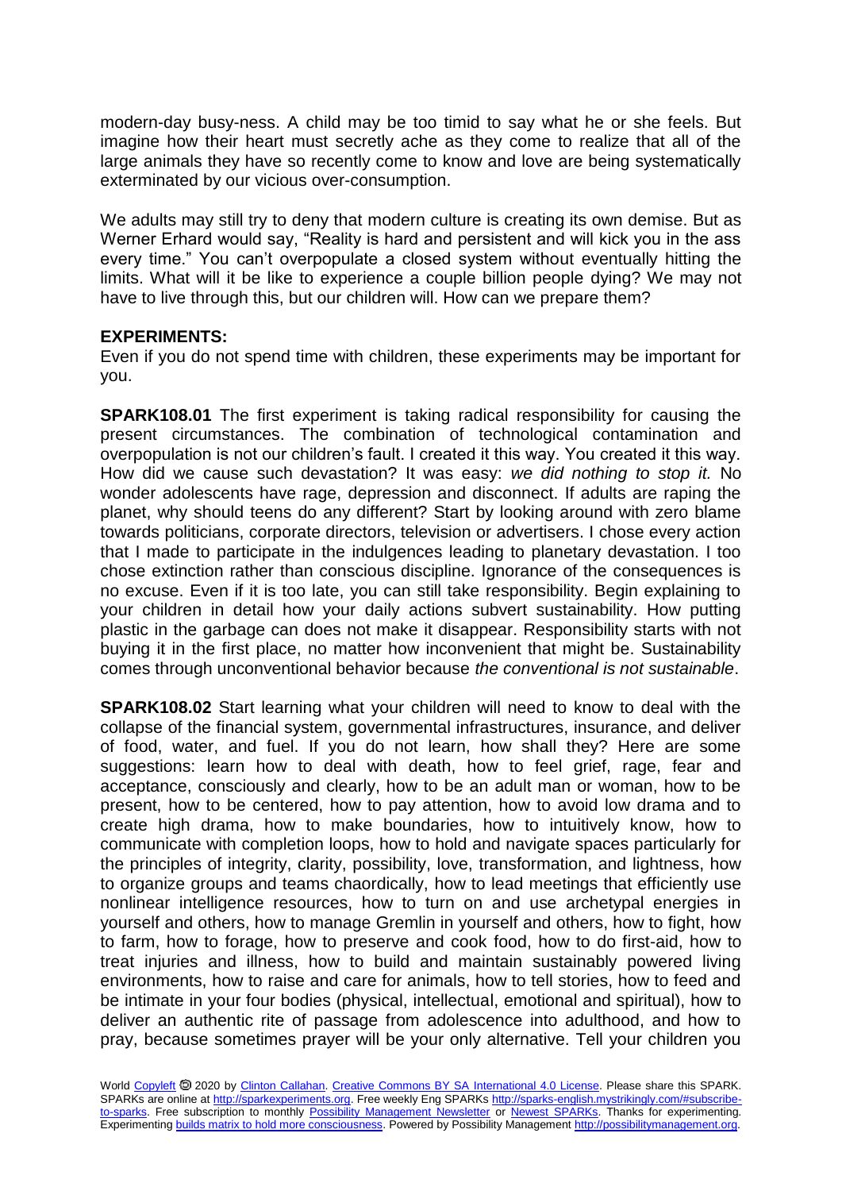modern-day busy-ness. A child may be too timid to say what he or she feels. But imagine how their heart must secretly ache as they come to realize that all of the large animals they have so recently come to know and love are being systematically exterminated by our vicious over-consumption.

We adults may still try to deny that modern culture is creating its own demise. But as Werner Erhard would say, "Reality is hard and persistent and will kick you in the ass every time." You can't overpopulate a closed system without eventually hitting the limits. What will it be like to experience a couple billion people dying? We may not have to live through this, but our children will. How can we prepare them?

**EXPERIMENTS:**

Even if you do not spend time with children, these experiments may be important for you.

**SPARK108.01** The first experiment is taking radical responsibility for causing the present circumstances. The combination of technological contamination and overpopulation is not our children's fault. I created it this way. You created it this way. How did we cause such devastation? It was easy: *we did nothing to stop it.* No wonder adolescents have rage, depression and disconnect. If adults are raping the planet, why should teens do any different? Start by looking around with zero blame towards politicians, corporate directors, television or advertisers. I chose every action that I made to participate in the indulgences leading to planetary devastation. I too chose extinction rather than conscious discipline. Ignorance of the consequences is no excuse. Even if it is too late, you can still take responsibility. Begin explaining to your children in detail how your daily actions subvert sustainability. How putting plastic in the garbage can does not make it disappear. Responsibility starts with not buying it in the first place, no matter how inconvenient that might be. Sustainability comes through unconventional behavior because *the conventional is not sustainable*.

**SPARK108.02** Start learning what your children will need to know to deal with the collapse of the financial system, governmental infrastructures, insurance, and deliver of food, water, and fuel. If you do not learn, how shall they? Here are some suggestions: learn how to deal with death, how to feel grief, rage, fear and acceptance, consciously and clearly, how to be an adult man or woman, how to be present, how to be centered, how to pay attention, how to avoid low drama and to create high drama, how to make boundaries, how to intuitively know, how to communicate with completion loops, how to hold and navigate spaces particularly for the principles of integrity, clarity, possibility, love, transformation, and lightness, how to organize groups and teams chaordically, how to lead meetings that efficiently use nonlinear intelligence resources, how to turn on and use archetypal energies in yourself and others, how to manage Gremlin in yourself and others, how to fight, how to farm, how to forage, how to preserve and cook food, how to do first-aid, how to treat injuries and illness, how to build and maintain sustainably powered living environments, how to raise and care for animals, how to tell stories, how to feed and be intimate in your four bodies (physical, intellectual, emotional and spiritual), how to deliver an authentic rite of passage from adolescence into adulthood, and how to pray, because sometimes prayer will be your only alternative. Tell your children you

World Copyleft 🄯 2020 by Clinton Callahan. Creative Commons BY SA International 4.0 License. Please share this SPARK. SPARKs are online at http://sparkexperiments.org. Free weekly Eng SPARKs http://sparks-english.mystrikingly.com/#subscribe-to-sparks. Free subscription to monthly Possibility Management Newsletter or Newest SPARKs. Thanks for experimenting. Experimenting builds matrix to hold more consciousness. Powered by Possibility Management http://possibilitymanagement.org.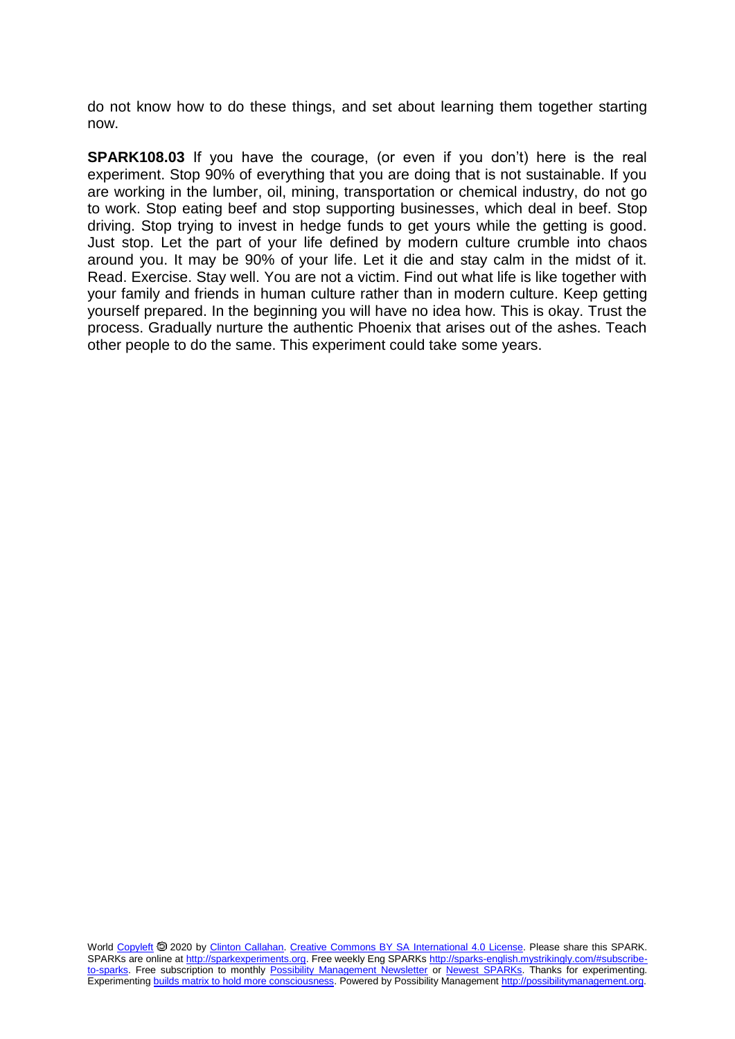do not know how to do these things, and set about learning them together starting now.

**SPARK108.03** If you have the courage, (or even if you don't) here is the real experiment. Stop 90% of everything that you are doing that is not sustainable. If you are working in the lumber, oil, mining, transportation or chemical industry, do not go to work. Stop eating beef and stop supporting businesses, which deal in beef. Stop driving. Stop trying to invest in hedge funds to get yours while the getting is good. Just stop. Let the part of your life defined by modern culture crumble into chaos around you. It may be 90% of your life. Let it die and stay calm in the midst of it. Read. Exercise. Stay well. You are not a victim. Find out what life is like together with your family and friends in human culture rather than in modern culture. Keep getting yourself prepared. In the beginning you will have no idea how. This is okay. Trust the process. Gradually nurture the authentic Phoenix that arises out of the ashes. Teach other people to do the same. This experiment could take some years.